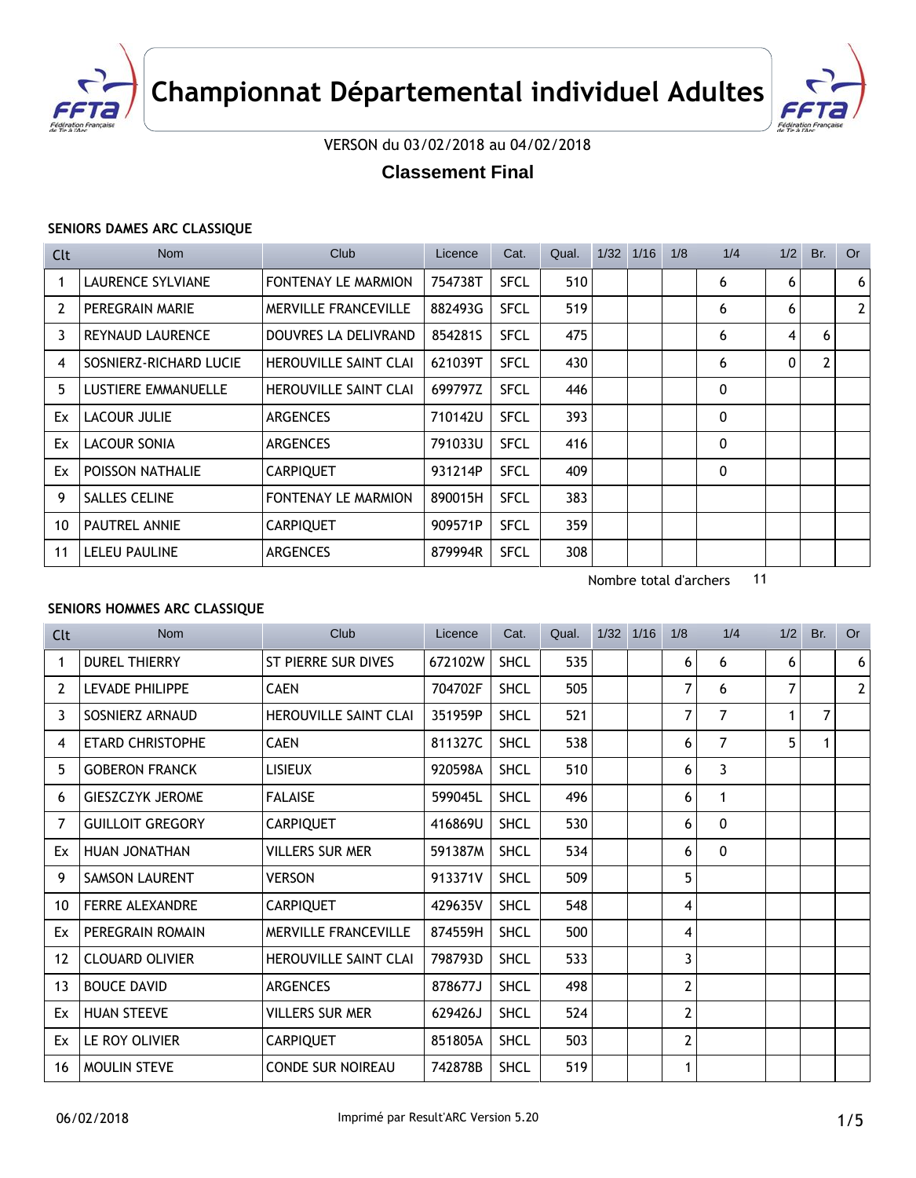# Championnat Départemental individuel Adultes

VERSON du 03/02/2018 au 04/02/2018

## Classement Final

### SENIORS DAMES ARC CLASSIQUE

| Clt | Nom | Club | Licence | Cat. | Qual. | 1/32 | 1/16 | 1/8 | 1/4 | 1/2 | Br. | Or |
|---|---|---|---|---|---|---|---|---|---|---|---|---|
| 1 | LAURENCE SYLVIANE | FONTENAY LE MARMION | 754738T | SFCL | 510 | | | | 6 | 6 | | 6 |
| 2 | PEREGRAIN MARIE | MERVILLE FRANCEVILLE | 882493G | SFCL | 519 | | | | 6 | 6 | | 2 |
| 3 | REYNAUD LAURENCE | DOUVRES LA DELIVRAND | 854281S | SFCL | 475 | | | | 6 | 4 | 6 | |
| 4 | SOSNIERZ-RICHARD LUCIE | HEROUVILLE SAINT CLAI | 621039T | SFCL | 430 | | | | 6 | 0 | 2 | |
| 5 | LUSTIERE EMMANUELLE | HEROUVILLE SAINT CLAI | 699797Z | SFCL | 446 | | | | 0 | | | |
| Ex | LACOUR JULIE | ARGENCES | 710142U | SFCL | 393 | | | | 0 | | | |
| Ex | LACOUR SONIA | ARGENCES | 791033U | SFCL | 416 | | | | 0 | | | |
| Ex | POISSON NATHALIE | CARPIQUET | 931214P | SFCL | 409 | | | | 0 | | | |
| 9 | SALLES CELINE | FONTENAY LE MARMION | 890015H | SFCL | 383 | | | | | | | |
| 10 | PAUTREL ANNIE | CARPIQUET | 909571P | SFCL | 359 | | | | | | | |
| 11 | LELEU PAULINE | ARGENCES | 879994R | SFCL | 308 | | | | | | | |

Nombre total d'archers 11

### SENIORS HOMMES ARC CLASSIQUE

| Clt | Nom | Club | Licence | Cat. | Qual. | 1/32 | 1/16 | 1/8 | 1/4 | 1/2 | Br. | Or |
|---|---|---|---|---|---|---|---|---|---|---|---|---|
| 1 | DUREL THIERRY | ST PIERRE SUR DIVES | 672102W | SHCL | 535 | | | 6 | 6 | 6 | | 6 |
| 2 | LEVADE PHILIPPE | CAEN | 704702F | SHCL | 505 | | | 7 | 6 | 7 | | 2 |
| 3 | SOSNIERZ ARNAUD | HEROUVILLE SAINT CLAI | 351959P | SHCL | 521 | | | 7 | 7 | 1 | 7 | |
| 4 | ETARD CHRISTOPHE | CAEN | 811327C | SHCL | 538 | | | 6 | 7 | 5 | 1 | |
| 5 | GOBERON FRANCK | LISIEUX | 920598A | SHCL | 510 | | | 6 | 3 | | | |
| 6 | GIESZCZYK JEROME | FALAISE | 599045L | SHCL | 496 | | | 6 | 1 | | | |
| 7 | GUILLOIT GREGORY | CARPIQUET | 416869U | SHCL | 530 | | | 6 | 0 | | | |
| Ex | HUAN JONATHAN | VILLERS SUR MER | 591387M | SHCL | 534 | | | 6 | 0 | | | |
| 9 | SAMSON LAURENT | VERSON | 913371V | SHCL | 509 | | | 5 | | | | |
| 10 | FERRE ALEXANDRE | CARPIQUET | 429635V | SHCL | 548 | | | 4 | | | | |
| Ex | PEREGRAIN ROMAIN | MERVILLE FRANCEVILLE | 874559H | SHCL | 500 | | | 4 | | | | |
| 12 | CLOUARD OLIVIER | HEROUVILLE SAINT CLAI | 798793D | SHCL | 533 | | | 3 | | | | |
| 13 | BOUCE DAVID | ARGENCES | 878677J | SHCL | 498 | | | 2 | | | | |
| Ex | HUAN STEEVE | VILLERS SUR MER | 629426J | SHCL | 524 | | | 2 | | | | |
| Ex | LE ROY OLIVIER | CARPIQUET | 851805A | SHCL | 503 | | | 2 | | | | |
| 16 | MOULIN STEVE | CONDE SUR NOIREAU | 742878B | SHCL | 519 | | | 1 | | | | |

06/02/2018 Imprimé par Result'ARC Version 5.20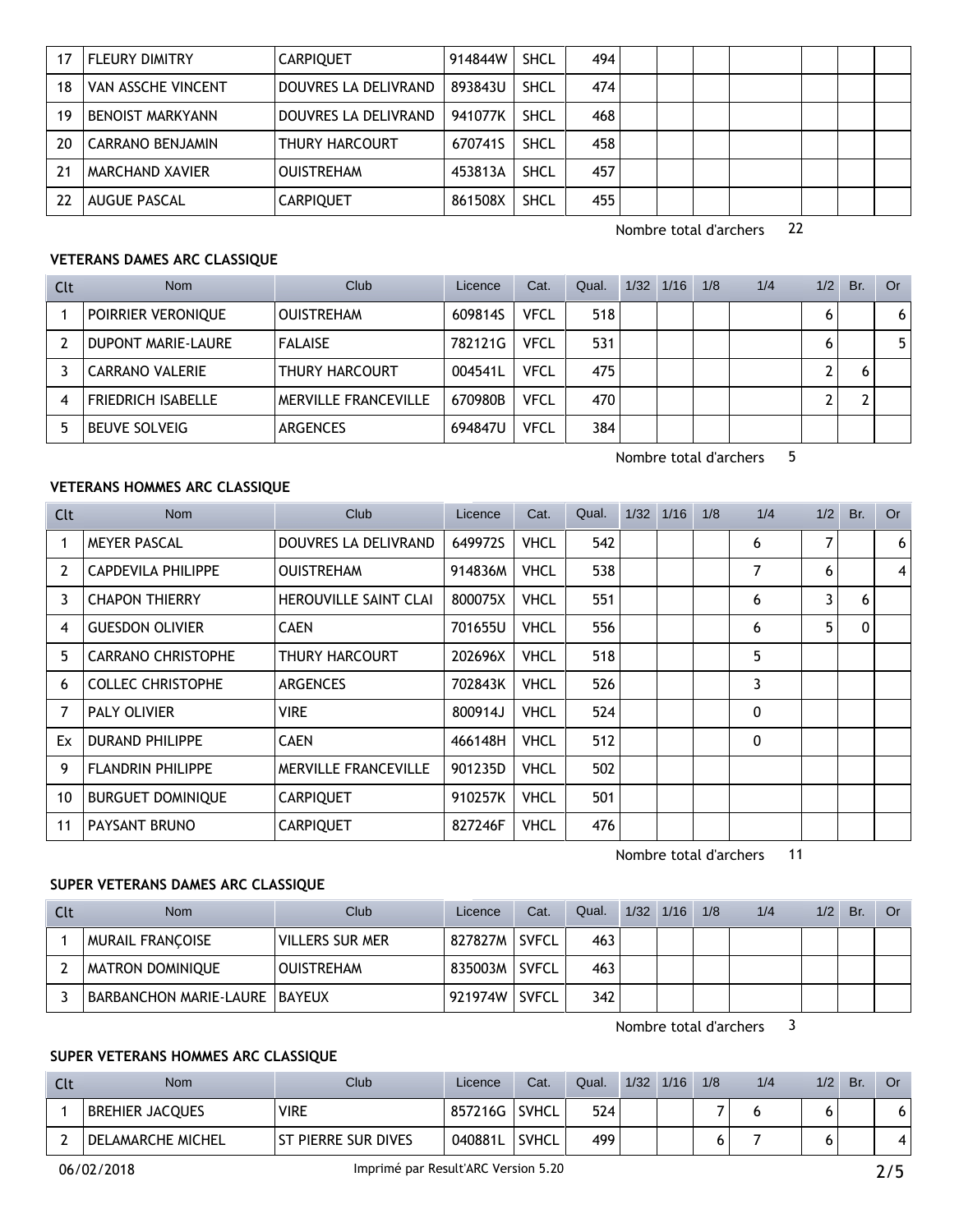| | | | | | | | | | | | | |
|---|---|---|---|---|---|---|---|---|---|---|---|---|
| 17 | FLEURY DIMITRY | CARPIQUET | 914844W | SHCL | 494 | | | | | | | |
| 18 | VAN ASSCHE VINCENT | DOUVRES LA DELIVRAND | 893843U | SHCL | 474 | | | | | | | |
| 19 | BENOIST MARKYANN | DOUVRES LA DELIVRAND | 941077K | SHCL | 468 | | | | | | | |
| 20 | CARRANO BENJAMIN | THURY HARCOURT | 670741S | SHCL | 458 | | | | | | | |
| 21 | MARCHAND XAVIER | OUISTREHAM | 453813A | SHCL | 457 | | | | | | | |
| 22 | AUGUE PASCAL | CARPIQUET | 861508X | SHCL | 455 | | | | | | | |

Nombre total d'archers 22

### VETERANS DAMES ARC CLASSIQUE

| Clt | Nom | Club | Licence | Cat. | Qual. | 1/32 | 1/16 | 1/8 | 1/4 | 1/2 | Br. | Or |
|---|---|---|---|---|---|---|---|---|---|---|---|---|
| 1 | POIRRIER VERONIQUE | OUISTREHAM | 609814S | VFCL | 518 | | | | | 6 | | 6 |
| 2 | DUPONT MARIE-LAURE | FALAISE | 782121G | VFCL | 531 | | | | | 6 | | 5 |
| 3 | CARRANO VALERIE | THURY HARCOURT | 004541L | VFCL | 475 | | | | | 2 | 6 | |
| 4 | FRIEDRICH ISABELLE | MERVILLE FRANCEVILLE | 670980B | VFCL | 470 | | | | | 2 | 2 | |
| 5 | BEUVE SOLVEIG | ARGENCES | 694847U | VFCL | 384 | | | | | | | |

Nombre total d'archers 5

### VETERANS HOMMES ARC CLASSIQUE

| Clt | Nom | Club | Licence | Cat. | Qual. | 1/32 | 1/16 | 1/8 | 1/4 | 1/2 | Br. | Or |
|---|---|---|---|---|---|---|---|---|---|---|---|---|
| 1 | MEYER PASCAL | DOUVRES LA DELIVRAND | 649972S | VHCL | 542 | | | | 6 | 7 | | 6 |
| 2 | CAPDEVILA PHILIPPE | OUISTREHAM | 914836M | VHCL | 538 | | | | 7 | 6 | | 4 |
| 3 | CHAPON THIERRY | HEROUVILLE SAINT CLAI | 800075X | VHCL | 551 | | | | 6 | 3 | 6 | |
| 4 | GUESDON OLIVIER | CAEN | 701655U | VHCL | 556 | | | | 6 | 5 | 0 | |
| 5 | CARRANO CHRISTOPHE | THURY HARCOURT | 202696X | VHCL | 518 | | | | 5 | | | |
| 6 | COLLEC CHRISTOPHE | ARGENCES | 702843K | VHCL | 526 | | | | 3 | | | |
| 7 | PALY OLIVIER | VIRE | 800914J | VHCL | 524 | | | | 0 | | | |
| Ex | DURAND PHILIPPE | CAEN | 466148H | VHCL | 512 | | | | 0 | | | |
| 9 | FLANDRIN PHILIPPE | MERVILLE FRANCEVILLE | 901235D | VHCL | 502 | | | | | | | |
| 10 | BURGUET DOMINIQUE | CARPIQUET | 910257K | VHCL | 501 | | | | | | | |
| 11 | PAYSANT BRUNO | CARPIQUET | 827246F | VHCL | 476 | | | | | | | |

Nombre total d'archers 11

### SUPER VETERANS DAMES ARC CLASSIQUE

| Clt | Nom | Club | Licence | Cat. | Qual. | 1/32 | 1/16 | 1/8 | 1/4 | 1/2 | Br. | Or |
|---|---|---|---|---|---|---|---|---|---|---|---|---|
| 1 | MURAIL FRANÇOISE | VILLERS SUR MER | 827827M | SVFCL | 463 | | | | | | | |
| 2 | MATRON DOMINIQUE | OUISTREHAM | 835003M | SVFCL | 463 | | | | | | | |
| 3 | BARBANCHON MARIE-LAURE | BAYEUX | 921974W | SVFCL | 342 | | | | | | | |

Nombre total d'archers 3

### SUPER VETERANS HOMMES ARC CLASSIQUE

| Clt | Nom | Club | Licence | Cat. | Qual. | 1/32 | 1/16 | 1/8 | 1/4 | 1/2 | Br. | Or |
|---|---|---|---|---|---|---|---|---|---|---|---|---|
| 1 | BREHIER JACQUES | VIRE | 857216G | SVHCL | 524 | | | 7 | 6 | 6 | | 6 |
| 2 | DELAMARCHE MICHEL | ST PIERRE SUR DIVES | 040881L | SVHCL | 499 | | | 6 | 7 | 6 | | 4 |

06/02/2018 Imprimé par Result'ARC Version 5.20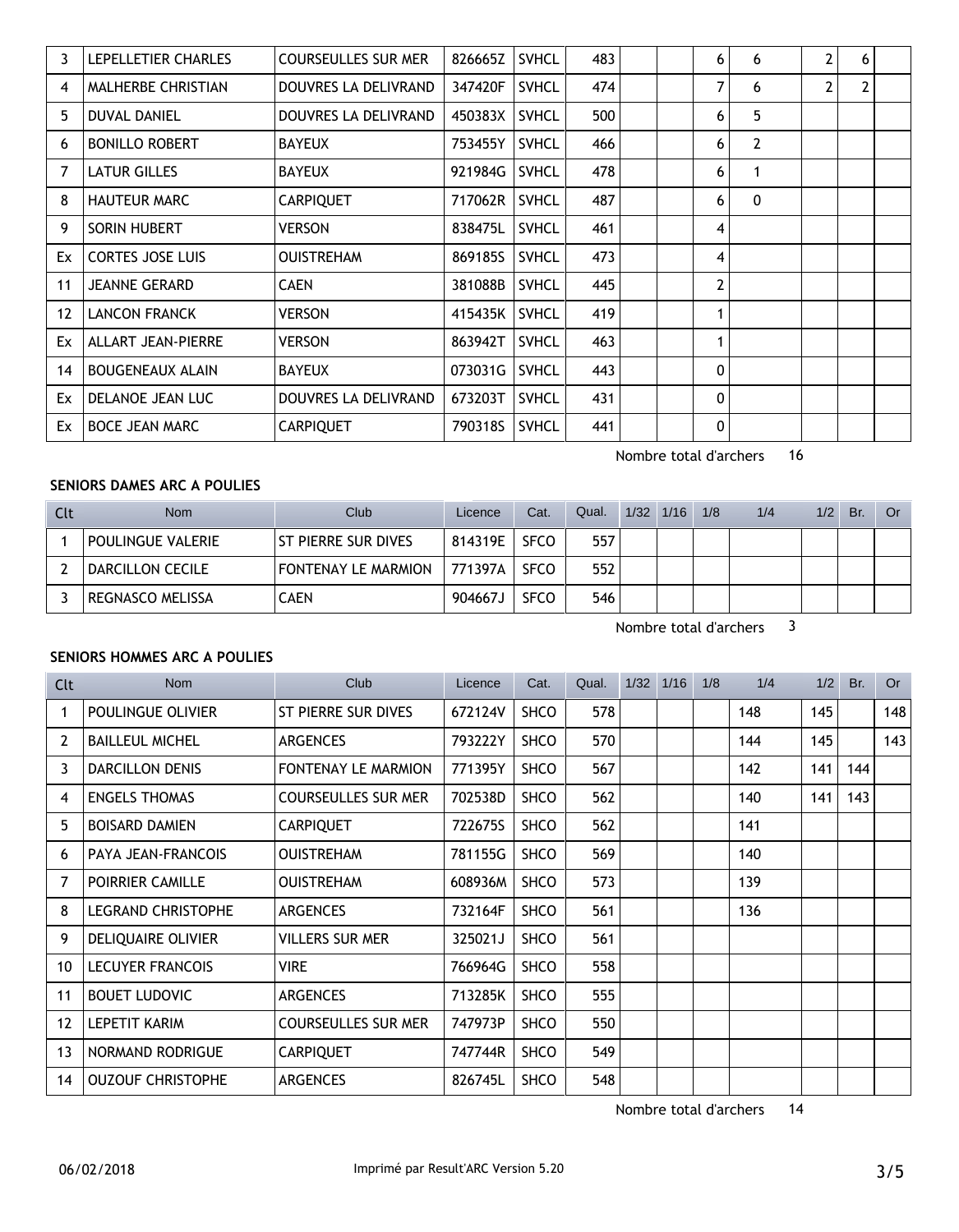| | | | | | | | | | | | | |
|---|---|---|---|---|---|---|---|---|---|---|---|---|
| 3 | LEPELLETIER CHARLES | COURSEULLES SUR MER | 826665Z | SVHCL | 483 | | | 6 | 6 | 2 | 6 | |
| 4 | MALHERBE CHRISTIAN | DOUVRES LA DELIVRAND | 347420F | SVHCL | 474 | | | 7 | 6 | 2 | 2 | |
| 5 | DUVAL DANIEL | DOUVRES LA DELIVRAND | 450383X | SVHCL | 500 | | | 6 | 5 | | | |
| 6 | BONILLO ROBERT | BAYEUX | 753455Y | SVHCL | 466 | | | 6 | 2 | | | |
| 7 | LATUR GILLES | BAYEUX | 921984G | SVHCL | 478 | | | 6 | 1 | | | |
| 8 | HAUTEUR MARC | CARPIQUET | 717062R | SVHCL | 487 | | | 6 | 0 | | | |
| 9 | SORIN HUBERT | VERSON | 838475L | SVHCL | 461 | | | 4 | | | | |
| Ex | CORTES JOSE LUIS | OUISTREHAM | 869185S | SVHCL | 473 | | | 4 | | | | |
| 11 | JEANNE GERARD | CAEN | 381088B | SVHCL | 445 | | | 2 | | | | |
| 12 | LANCON FRANCK | VERSON | 415435K | SVHCL | 419 | | | 1 | | | | |
| Ex | ALLART JEAN-PIERRE | VERSON | 863942T | SVHCL | 463 | | | 1 | | | | |
| 14 | BOUGENEAUX ALAIN | BAYEUX | 073031G | SVHCL | 443 | | | 0 | | | | |
| Ex | DELANOE JEAN LUC | DOUVRES LA DELIVRAND | 673203T | SVHCL | 431 | | | 0 | | | | |
| Ex | BOCE JEAN MARC | CARPIQUET | 790318S | SVHCL | 441 | | | 0 | | | | |

Nombre total d'archers 16

**SENIORS DAMES ARC A POULIES**

| Clt | Nom | Club | Licence | Cat. | Qual. | 1/32 | 1/16 | 1/8 | 1/4 | 1/2 | Br. | Or |
|---|---|---|---|---|---|---|---|---|---|---|---|---|
| 1 | POULINGUE VALERIE | ST PIERRE SUR DIVES | 814319E | SFCO | 557 | | | | | | | |
| 2 | DARCILLON CECILE | FONTENAY LE MARMION | 771397A | SFCO | 552 | | | | | | | |
| 3 | REGNASCO MELISSA | CAEN | 904667J | SFCO | 546 | | | | | | | |

Nombre total d'archers 3

**SENIORS HOMMES ARC A POULIES**

| Clt | Nom | Club | Licence | Cat. | Qual. | 1/32 | 1/16 | 1/8 | 1/4 | 1/2 | Br. | Or |
|---|---|---|---|---|---|---|---|---|---|---|---|---|
| 1 | POULINGUE OLIVIER | ST PIERRE SUR DIVES | 672124V | SHCO | 578 | | | | 148 | 145 | | 148 |
| 2 | BAILLEUL MICHEL | ARGENCES | 793222Y | SHCO | 570 | | | | 144 | 145 | | 143 |
| 3 | DARCILLON DENIS | FONTENAY LE MARMION | 771395Y | SHCO | 567 | | | | 142 | 141 | 144 | |
| 4 | ENGELS THOMAS | COURSEULLES SUR MER | 702538D | SHCO | 562 | | | | 140 | 141 | 143 | |
| 5 | BOISARD DAMIEN | CARPIQUET | 722675S | SHCO | 562 | | | | 141 | | | |
| 6 | PAYA JEAN-FRANCOIS | OUISTREHAM | 781155G | SHCO | 569 | | | | 140 | | | |
| 7 | POIRRIER CAMILLE | OUISTREHAM | 608936M | SHCO | 573 | | | | 139 | | | |
| 8 | LEGRAND CHRISTOPHE | ARGENCES | 732164F | SHCO | 561 | | | | 136 | | | |
| 9 | DELIQUAIRE OLIVIER | VILLERS SUR MER | 325021J | SHCO | 561 | | | | | | | |
| 10 | LECUYER FRANCOIS | VIRE | 766964G | SHCO | 558 | | | | | | | |
| 11 | BOUET LUDOVIC | ARGENCES | 713285K | SHCO | 555 | | | | | | | |
| 12 | LEPETIT KARIM | COURSEULLES SUR MER | 747973P | SHCO | 550 | | | | | | | |
| 13 | NORMAND RODRIGUE | CARPIQUET | 747744R | SHCO | 549 | | | | | | | |
| 14 | OUZOUF CHRISTOPHE | ARGENCES | 826745L | SHCO | 548 | | | | | | | |

Nombre total d'archers 14

06/02/2018 Imprimé par Result'ARC Version 5.20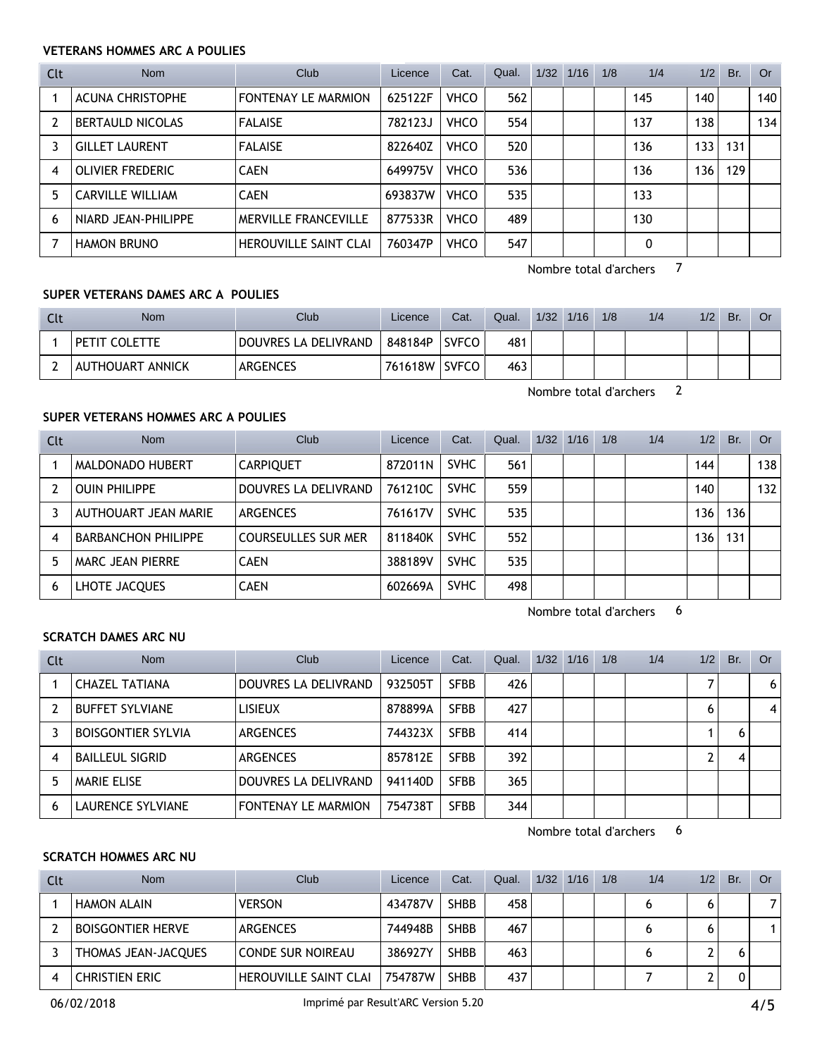**VETERANS HOMMES ARC A POULIES**

| Clt | Nom | Club | Licence | Cat. | Qual. | 1/32 | 1/16 | 1/8 | 1/4 | 1/2 | Br. | Or |
|---|---|---|---|---|---|---|---|---|---|---|---|---|
| 1 | ACUNA CHRISTOPHE | FONTENAY LE MARMION | 625122F | VHCO | 562 | | | | 145 | 140 | | 140 |
| 2 | BERTAULD NICOLAS | FALAISE | 782123J | VHCO | 554 | | | | 137 | 138 | | 134 |
| 3 | GILLET LAURENT | FALAISE | 822640Z | VHCO | 520 | | | | 136 | 133 | 131 | |
| 4 | OLIVIER FREDERIC | CAEN | 649975V | VHCO | 536 | | | | 136 | 136 | 129 | |
| 5 | CARVILLE WILLIAM | CAEN | 693837W | VHCO | 535 | | | | 133 | | | |
| 6 | NIARD JEAN-PHILIPPE | MERVILLE FRANCEVILLE | 877533R | VHCO | 489 | | | | 130 | | | |
| 7 | HAMON BRUNO | HEROUVILLE SAINT CLAI | 760347P | VHCO | 547 | | | | 0 | | | |

Nombre total d'archers 7

**SUPER VETERANS DAMES ARC A POULIES**

| Clt | Nom | Club | Licence | Cat. | Qual. | 1/32 | 1/16 | 1/8 | 1/4 | 1/2 | Br. | Or |
|---|---|---|---|---|---|---|---|---|---|---|---|---|
| 1 | PETIT COLETTE | DOUVRES LA DELIVRAND | 848184P | SVFCO | 481 | | | | | | | |
| 2 | AUTHOUART ANNICK | ARGENCES | 761618W | SVFCO | 463 | | | | | | | |

Nombre total d'archers 2

**SUPER VETERANS HOMMES ARC A POULIES**

| Clt | Nom | Club | Licence | Cat. | Qual. | 1/32 | 1/16 | 1/8 | 1/4 | 1/2 | Br. | Or |
|---|---|---|---|---|---|---|---|---|---|---|---|---|
| 1 | MALDONADO HUBERT | CARPIQUET | 872011N | SVHC | 561 | | | | | 144 | | 138 |
| 2 | OUIN PHILIPPE | DOUVRES LA DELIVRAND | 761210C | SVHC | 559 | | | | | 140 | | 132 |
| 3 | AUTHOUART JEAN MARIE | ARGENCES | 761617V | SVHC | 535 | | | | | 136 | 136 | |
| 4 | BARBANCHON PHILIPPE | COURSEULLES SUR MER | 811840K | SVHC | 552 | | | | | 136 | 131 | |
| 5 | MARC JEAN PIERRE | CAEN | 388189V | SVHC | 535 | | | | | | | |
| 6 | LHOTE JACQUES | CAEN | 602669A | SVHC | 498 | | | | | | | |

Nombre total d'archers 6

**SCRATCH DAMES ARC NU**

| Clt | Nom | Club | Licence | Cat. | Qual. | 1/32 | 1/16 | 1/8 | 1/4 | 1/2 | Br. | Or |
|---|---|---|---|---|---|---|---|---|---|---|---|---|
| 1 | CHAZEL TATIANA | DOUVRES LA DELIVRAND | 932505T | SFBB | 426 | | | | | 7 | | 6 |
| 2 | BUFFET SYLVIANE | LISIEUX | 878899A | SFBB | 427 | | | | | 6 | | 4 |
| 3 | BOISGONTIER SYLVIA | ARGENCES | 744323X | SFBB | 414 | | | | | 1 | 6 | |
| 4 | BAILLEUL SIGRID | ARGENCES | 857812E | SFBB | 392 | | | | | 2 | 4 | |
| 5 | MARIE ELISE | DOUVRES LA DELIVRAND | 941140D | SFBB | 365 | | | | | | | |
| 6 | LAURENCE SYLVIANE | FONTENAY LE MARMION | 754738T | SFBB | 344 | | | | | | | |

Nombre total d'archers 6

**SCRATCH HOMMES ARC NU**

| Clt | Nom | Club | Licence | Cat. | Qual. | 1/32 | 1/16 | 1/8 | 1/4 | 1/2 | Br. | Or |
|---|---|---|---|---|---|---|---|---|---|---|---|---|
| 1 | HAMON ALAIN | VERSON | 434787V | SHBB | 458 | | | | 6 | 6 | | 7 |
| 2 | BOISGONTIER HERVE | ARGENCES | 744948B | SHBB | 467 | | | | 6 | 6 | | 1 |
| 3 | THOMAS JEAN-JACQUES | CONDE SUR NOIREAU | 386927Y | SHBB | 463 | | | | 6 | 2 | 6 | |
| 4 | CHRISTIEN ERIC | HEROUVILLE SAINT CLAI | 754787W | SHBB | 437 | | | | 7 | 2 | 0 | |

06/02/2018 Imprimé par Result'ARC Version 5.20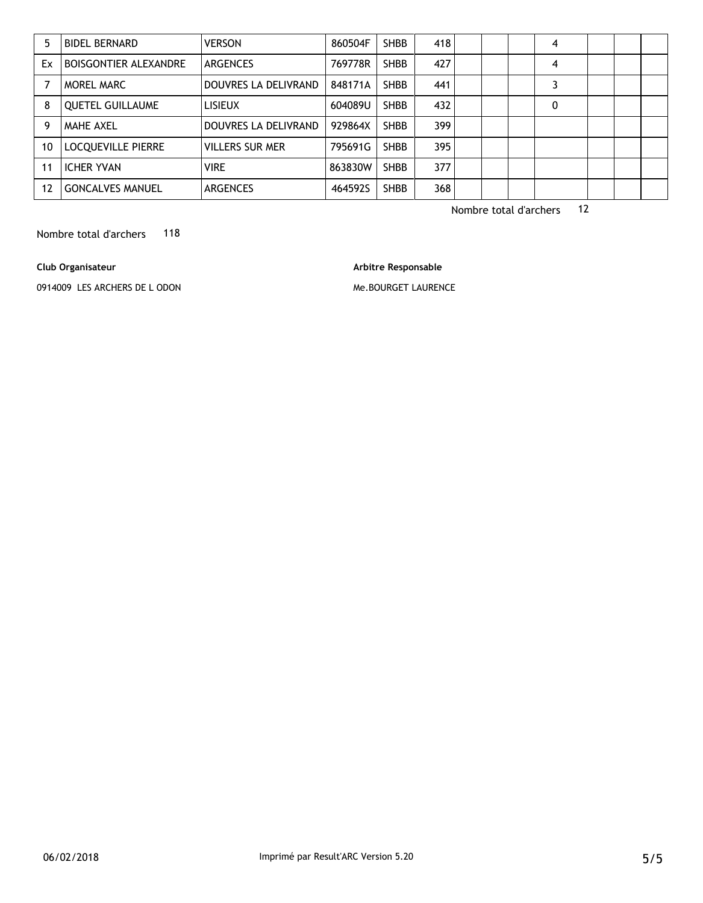| | | | | | | | | | | | | |
|---|---|---|---|---|---|---|---|---|---|---|---|---|
| 5 | BIDEL BERNARD | VERSON | 860504F | SHBB | 418 | | | | 4 | | | |
| Ex | BOISGONTIER ALEXANDRE | ARGENCES | 769778R | SHBB | 427 | | | | 4 | | | |
| 7 | MOREL MARC | DOUVRES LA DELIVRAND | 848171A | SHBB | 441 | | | | 3 | | | |
| 8 | QUETEL GUILLAUME | LISIEUX | 604089U | SHBB | 432 | | | | 0 | | | |
| 9 | MAHE AXEL | DOUVRES LA DELIVRAND | 929864X | SHBB | 399 | | | | | | | |
| 10 | LOCQUEVILLE PIERRE | VILLERS SUR MER | 795691G | SHBB | 395 | | | | | | | |
| 11 | ICHER YVAN | VIRE | 863830W | SHBB | 377 | | | | | | | |
| 12 | GONCALVES MANUEL | ARGENCES | 464592S | SHBB | 368 | | | | | | | |

Nombre total d'archers 12

Nombre total d'archers 118

**Club Organisateur**

0914009 LES ARCHERS DE L ODON

**Arbitre Responsable**

Me.BOURGET LAURENCE

06/02/2018 Imprimé par Result'ARC Version 5.20